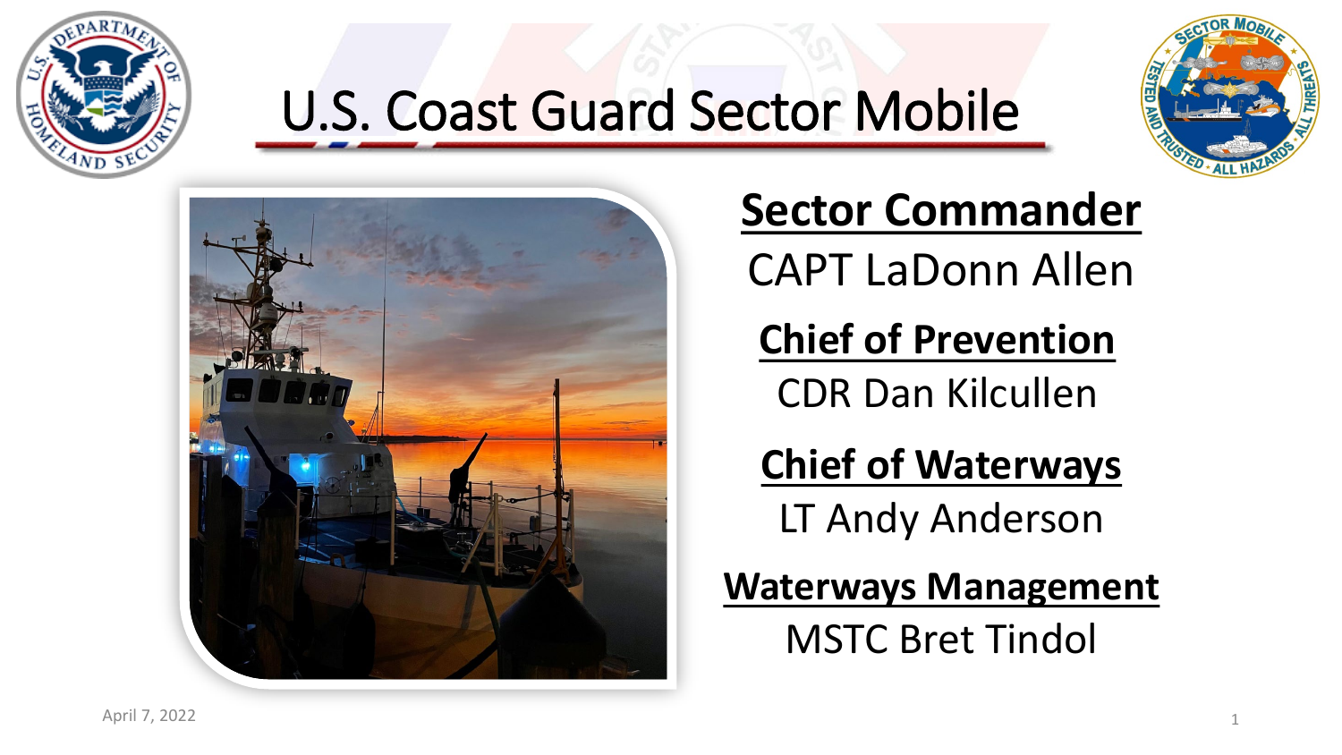# U.S. Coast Guard Sector Mobile

**Sector Commander**

CAPT LaDonn Allen

**Chief of Prevention**

CDR Dan Kilcullen

**Chief of Waterways**

LT Andy Anderson

**Waterways Management**

MSTC Bret Tindol

April 7, 2022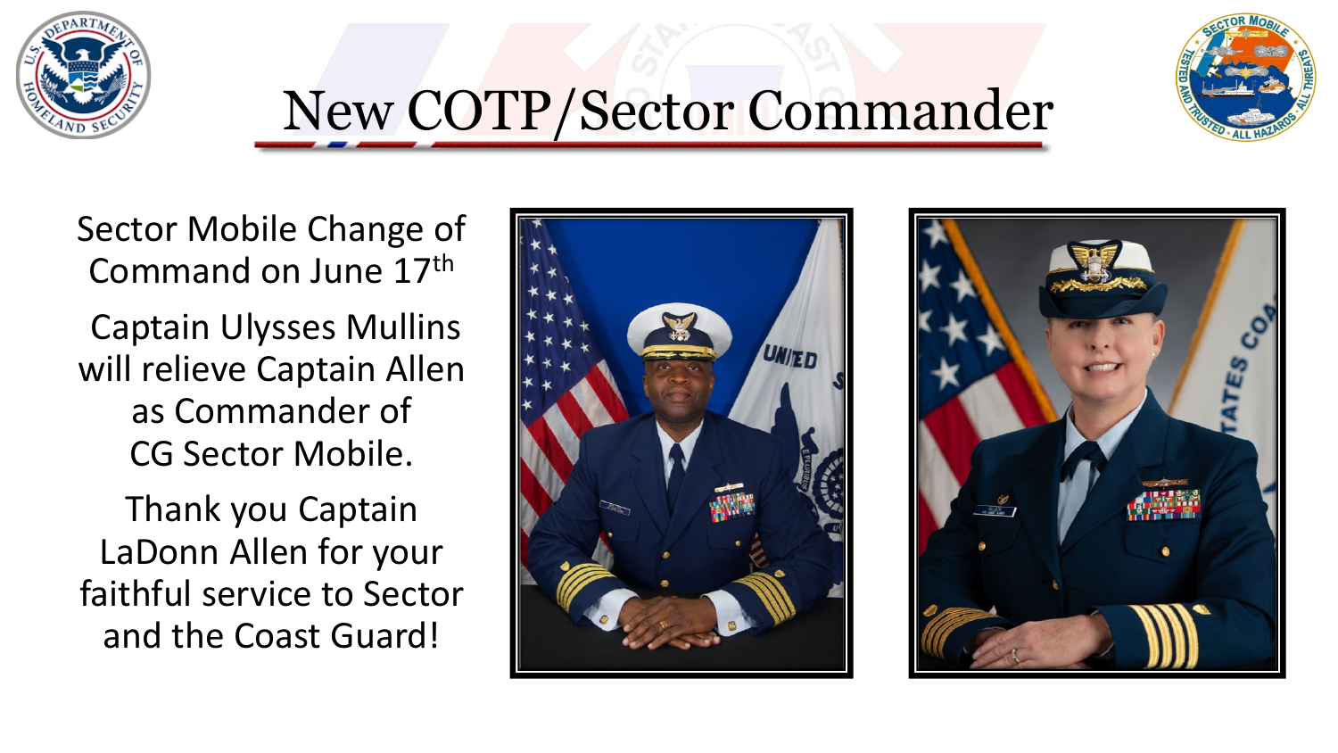# New COTP/Sector Commander

Sector Mobile Change of Command on June 17th

Captain Ulysses Mullins will relieve Captain Allen as Commander of CG Sector Mobile.

Thank you Captain LaDonn Allen for your faithful service to Sector and the Coast Guard!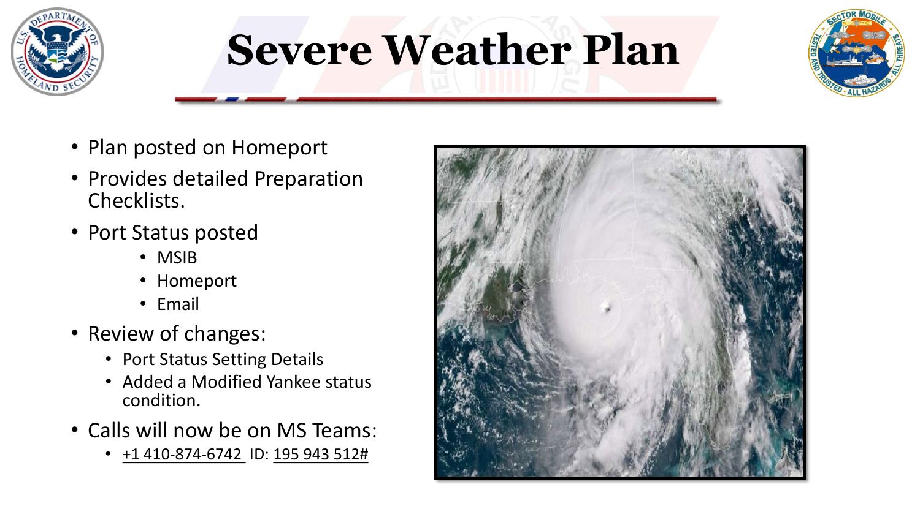# Severe Weather Plan

- Plan posted on Homeport
- Provides detailed Preparation Checklists.
- Port Status posted
  - MSIB
  - Homeport
  - Email
- Review of changes:
  - Port Status Setting Details
  - Added a Modified Yankee status condition.
- Calls will now be on MS Teams:
  - +1 410-874-6742 ID: 195 943 512#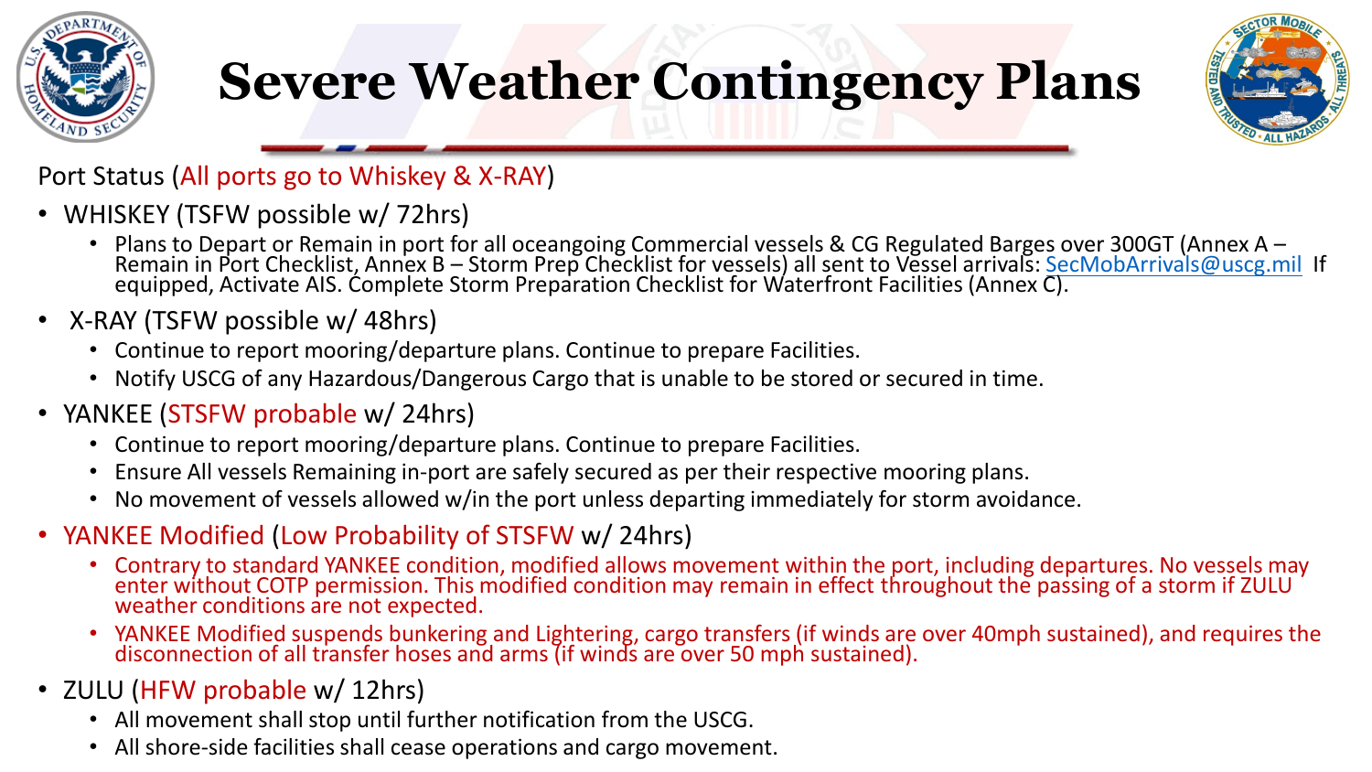# Severe Weather Contingency Plans

Port Status (All ports go to Whiskey & X-RAY)

- WHISKEY (TSFW possible w/ 72hrs)
  - Plans to Depart or Remain in port for all oceangoing Commercial vessels & CG Regulated Barges over 300GT (Annex A – Remain in Port Checklist, Annex B – Storm Prep Checklist for vessels) all sent to Vessel arrivals: SecMobArrivals@uscg.mil If equipped, Activate AIS. Complete Storm Preparation Checklist for Waterfront Facilities (Annex C).
- X-RAY (TSFW possible w/ 48hrs)
  - Continue to report mooring/departure plans. Continue to prepare Facilities.
  - Notify USCG of any Hazardous/Dangerous Cargo that is unable to be stored or secured in time.
- YANKEE (STSFW probable w/ 24hrs)
  - Continue to report mooring/departure plans. Continue to prepare Facilities.
  - Ensure All vessels Remaining in-port are safely secured as per their respective mooring plans.
  - No movement of vessels allowed w/in the port unless departing immediately for storm avoidance.
- YANKEE Modified (Low Probability of STSFW w/ 24hrs)
  - Contrary to standard YANKEE condition, modified allows movement within the port, including departures. No vessels may enter without COTP permission. This modified condition may remain in effect throughout the passing of a storm if ZULU weather conditions are not expected.
  - YANKEE Modified suspends bunkering and Lightering, cargo transfers (if winds are over 40mph sustained), and requires the disconnection of all transfer hoses and arms (if winds are over 50 mph sustained).
- ZULU (HFW probable w/ 12hrs)
  - All movement shall stop until further notification from the USCG.
  - All shore-side facilities shall cease operations and cargo movement.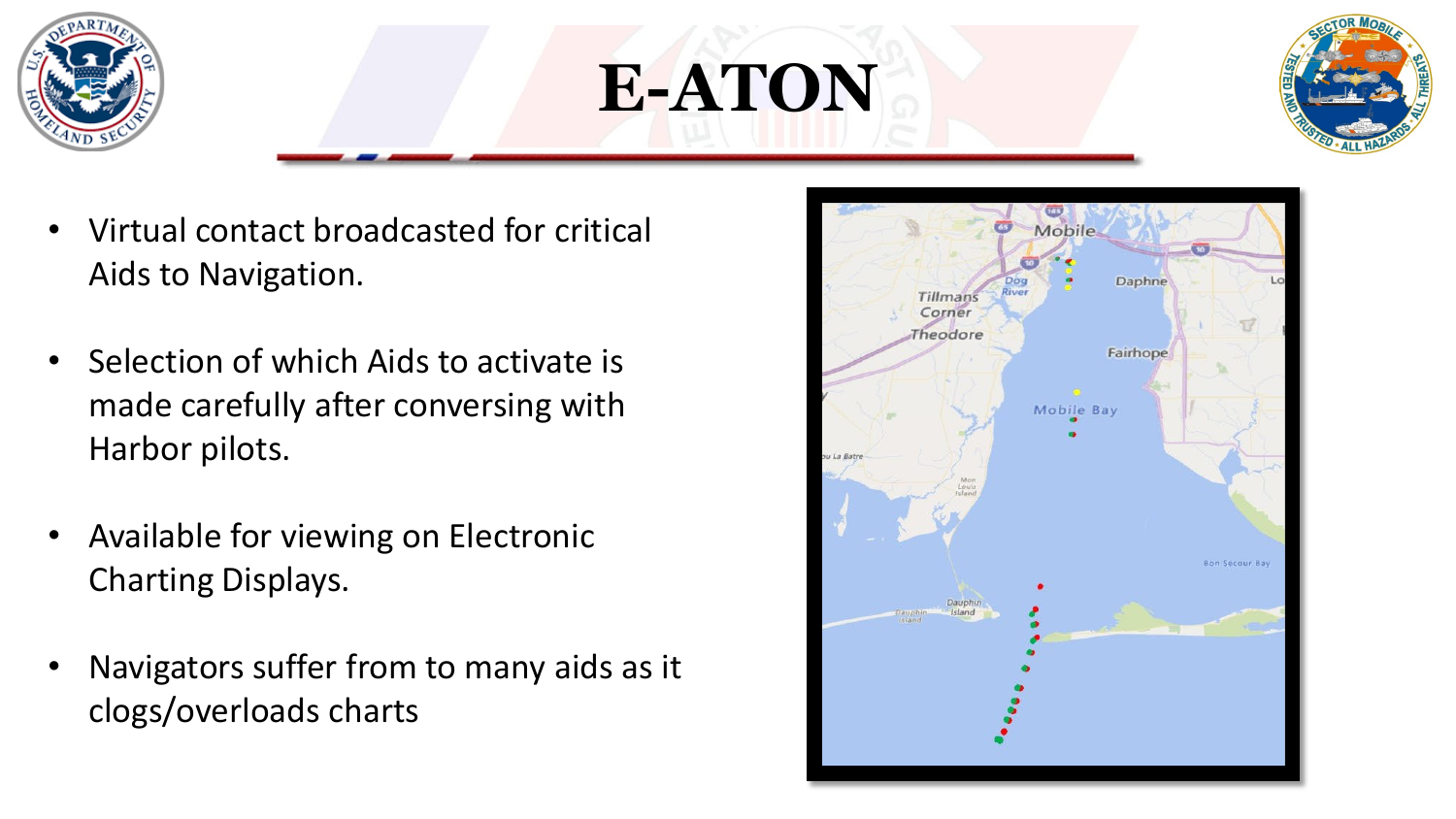# E-ATON

- Virtual contact broadcasted for critical Aids to Navigation.
- Selection of which Aids to activate is made carefully after conversing with Harbor pilots.
- Available for viewing on Electronic Charting Displays.
- Navigators suffer from to many aids as it clogs/overloads charts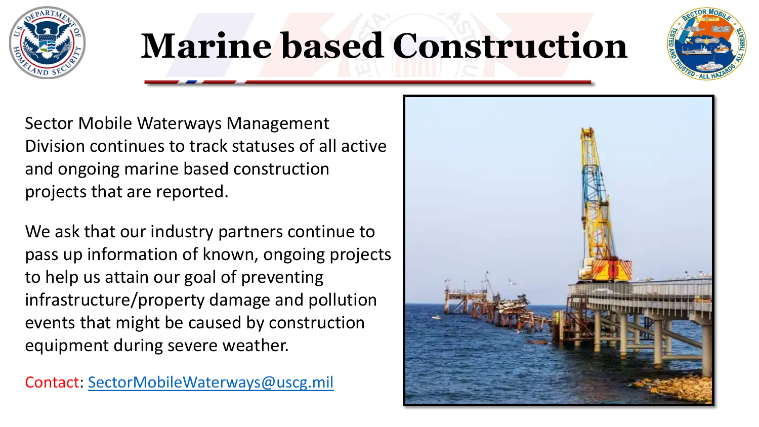# Marine based Construction

Sector Mobile Waterways Management Division continues to track statuses of all active and ongoing marine based construction projects that are reported.

We ask that our industry partners continue to pass up information of known, ongoing projects to help us attain our goal of preventing infrastructure/property damage and pollution events that might be caused by construction equipment during severe weather.

Contact: SectorMobileWaterways@uscg.mil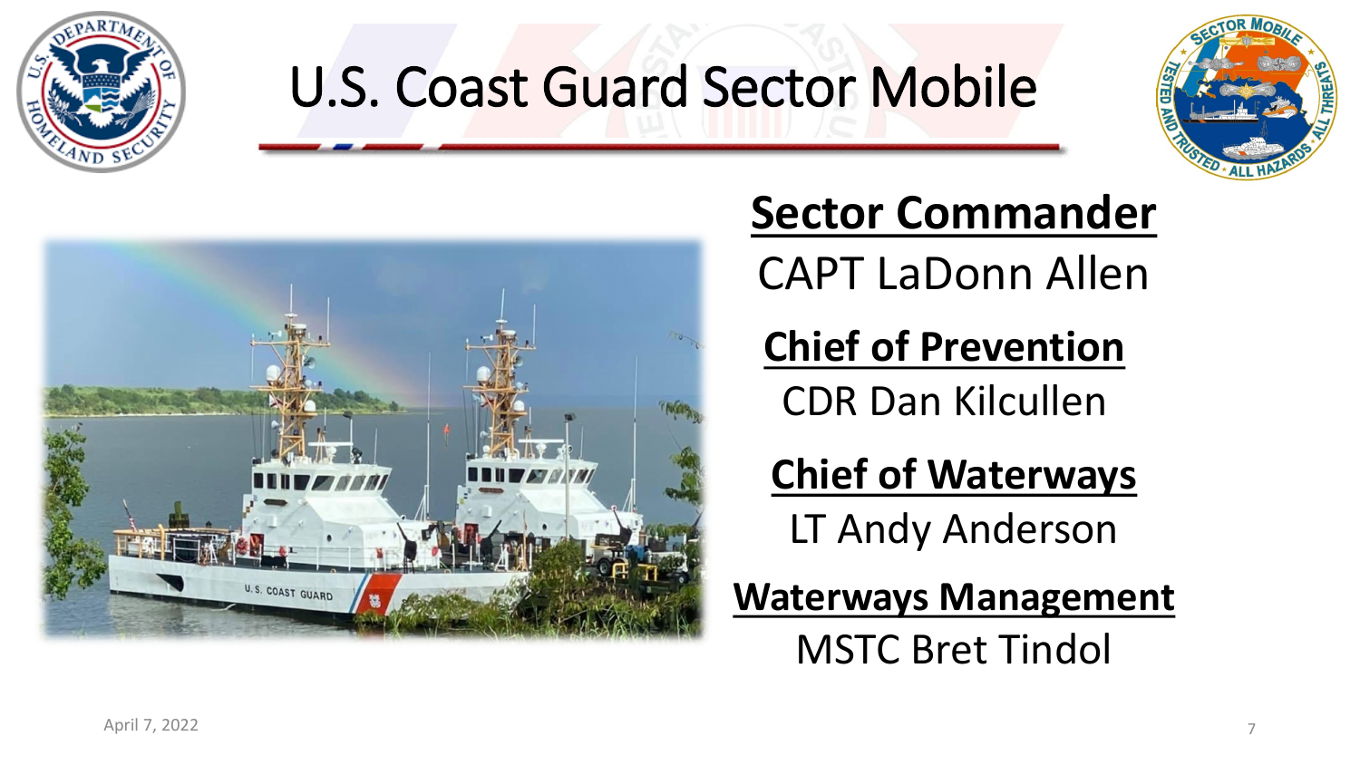# U.S. Coast Guard Sector Mobile

**Sector Commander**

CAPT LaDonn Allen

**Chief of Prevention**

CDR Dan Kilcullen

**Chief of Waterways**

LT Andy Anderson

**Waterways Management**

MSTC Bret Tindol

April 7, 2022